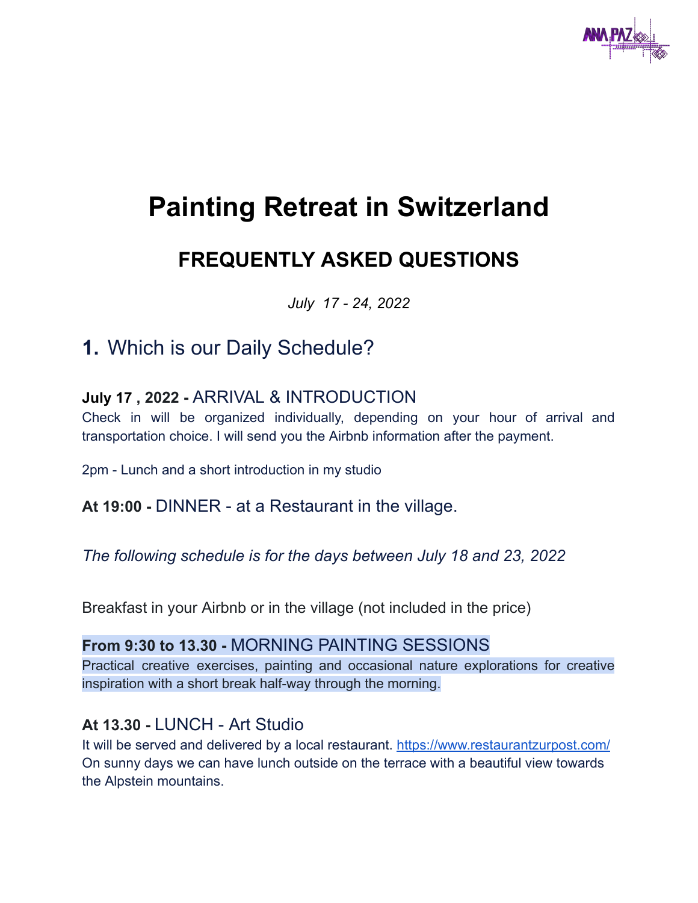# Painting Retreat in Switzerland

## FREQUENTLY ASKED QUESTIONS

*July 17 - 24, 2022*

## 1. Which is our Daily Schedule?

**July 17 , 2022 -** ARRIVAL & INTRODUCTION

Check in will be organized individually, depending on your hour of arrival and transportation choice. I will send you the Airbnb information after the payment.

2pm - Lunch and a short introduction in my studio

**At 19:00 -** DINNER - at a Restaurant in the village.

*The following schedule is for the days between July 18 and 23, 2022*

Breakfast in your Airbnb or in the village (not included in the price)

**From 9:30 to 13.30 -** MORNING PAINTING SESSIONS

Practical creative exercises, painting and occasional nature explorations for creative inspiration with a short break half-way through the morning.

**At 13.30 -** LUNCH - Art Studio

It will be served and delivered by a local restaurant. https://www.restaurantzurpost.com/

On sunny days we can have lunch outside on the terrace with a beautiful view towards the Alpstein mountains.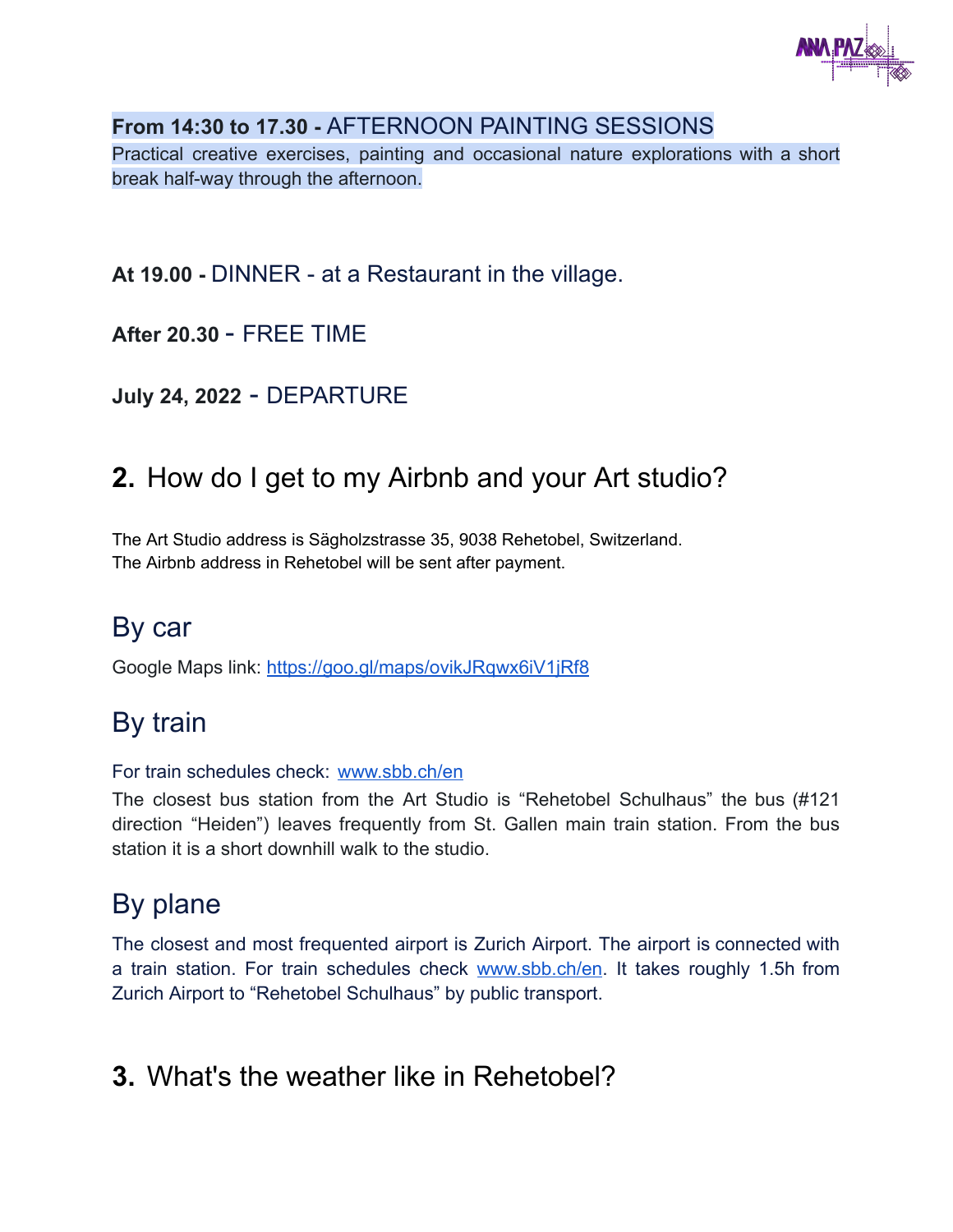**From 14:30 to 17.30 -** AFTERNOON PAINTING SESSIONS
Practical creative exercises, painting and occasional nature explorations with a short break half-way through the afternoon.

**At 19.00 -** DINNER - at a Restaurant in the village.

**After 20.30** - FREE TIME

**July 24, 2022** - DEPARTURE

## **2.** How do I get to my Airbnb and your Art studio?

The Art Studio address is Sägholzstrasse 35, 9038 Rehetobel, Switzerland.
The Airbnb address in Rehetobel will be sent after payment.

### By car

Google Maps link: https://goo.gl/maps/ovikJRqwx6iV1jRf8

### By train

For train schedules check: www.sbb.ch/en
The closest bus station from the Art Studio is "Rehetobel Schulhaus" the bus (#121 direction "Heiden") leaves frequently from St. Gallen main train station. From the bus station it is a short downhill walk to the studio.

### By plane

The closest and most frequented airport is Zurich Airport. The airport is connected with a train station. For train schedules check www.sbb.ch/en. It takes roughly 1.5h from Zurich Airport to "Rehetobel Schulhaus" by public transport.

## **3.** What's the weather like in Rehetobel?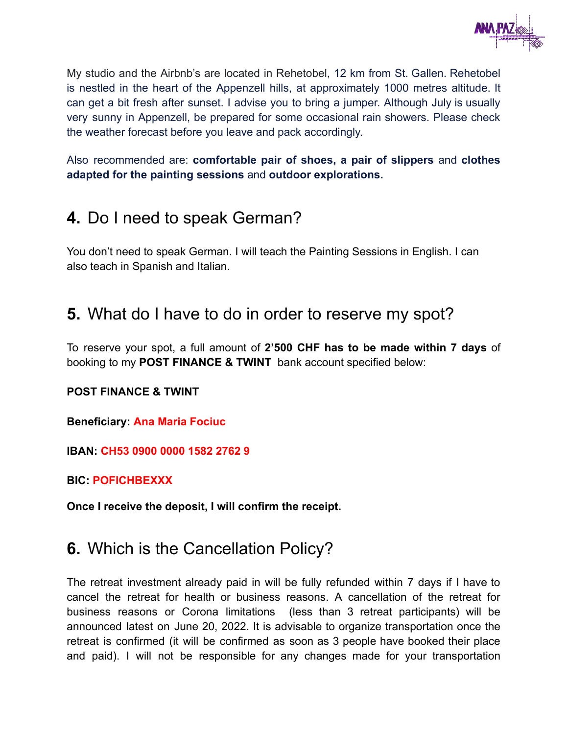My studio and the Airbnb's are located in Rehetobel, 12 km from St. Gallen. Rehetobel is nestled in the heart of the Appenzell hills, at approximately 1000 metres altitude. It can get a bit fresh after sunset. I advise you to bring a jumper. Although July is usually very sunny in Appenzell, be prepared for some occasional rain showers. Please check the weather forecast before you leave and pack accordingly.

Also recommended are: **comfortable pair of shoes, a pair of slippers** and **clothes adapted for the painting sessions** and **outdoor explorations.**

## **4.** Do I need to speak German?

You don't need to speak German. I will teach the Painting Sessions in English. I can also teach in Spanish and Italian.

## **5.** What do I have to do in order to reserve my spot?

To reserve your spot, a full amount of **2'500 CHF has to be made within 7 days** of booking to my **POST FINANCE & TWINT** bank account specified below:

**POST FINANCE & TWINT**

**Beneficiary: Ana Maria Fociuc**

**IBAN: CH53 0900 0000 1582 2762 9**

**BIC: POFICHBEXXX**

**Once I receive the deposit, I will confirm the receipt.**

## **6.** Which is the Cancellation Policy?

The retreat investment already paid in will be fully refunded within 7 days if I have to cancel the retreat for health or business reasons. A cancellation of the retreat for business reasons or Corona limitations (less than 3 retreat participants) will be announced latest on June 20, 2022. It is advisable to organize transportation once the retreat is confirmed (it will be confirmed as soon as 3 people have booked their place and paid). I will not be responsible for any changes made for your transportation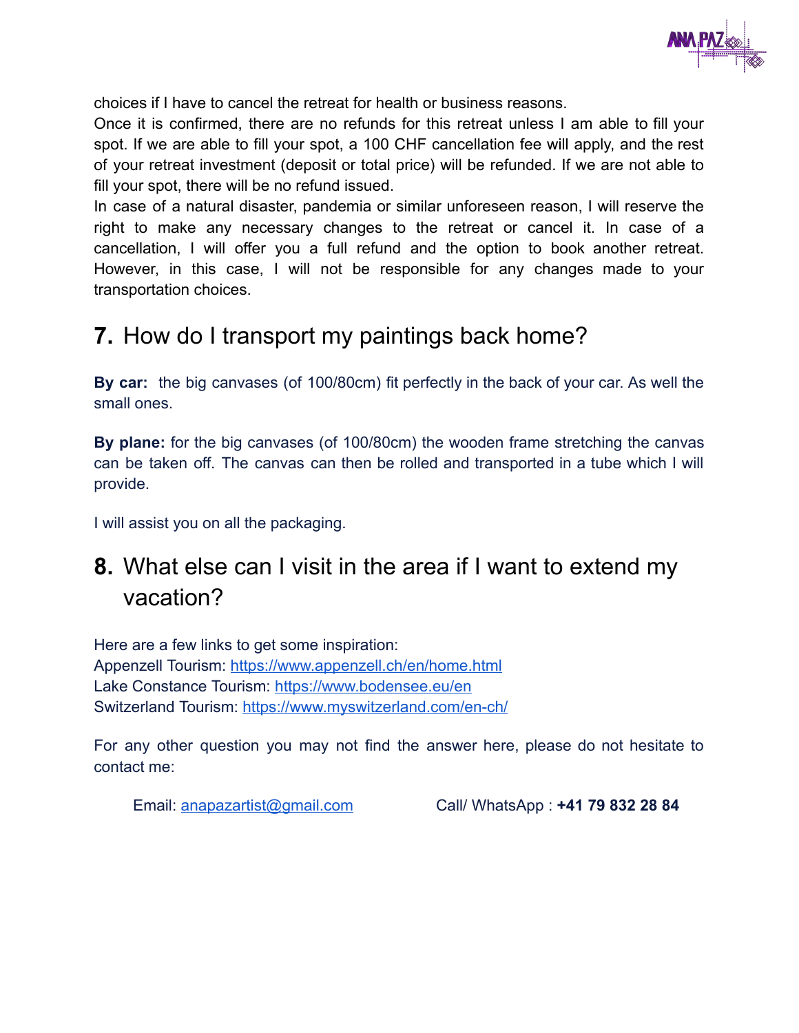choices if I have to cancel the retreat for health or business reasons.

Once it is confirmed, there are no refunds for this retreat unless I am able to fill your spot. If we are able to fill your spot, a 100 CHF cancellation fee will apply, and the rest of your retreat investment (deposit or total price) will be refunded. If we are not able to fill your spot, there will be no refund issued.

In case of a natural disaster, pandemia or similar unforeseen reason, I will reserve the right to make any necessary changes to the retreat or cancel it. In case of a cancellation, I will offer you a full refund and the option to book another retreat. However, in this case, I will not be responsible for any changes made to your transportation choices.

## 7. How do I transport my paintings back home?

**By car:** the big canvases (of 100/80cm) fit perfectly in the back of your car. As well the small ones.

**By plane:** for the big canvases (of 100/80cm) the wooden frame stretching the canvas can be taken off. The canvas can then be rolled and transported in a tube which I will provide.

I will assist you on all the packaging.

## 8. What else can I visit in the area if I want to extend my vacation?

Here are a few links to get some inspiration:
Appenzell Tourism: https://www.appenzell.ch/en/home.html
Lake Constance Tourism: https://www.bodensee.eu/en
Switzerland Tourism: https://www.myswitzerland.com/en-ch/

For any other question you may not find the answer here, please do not hesitate to contact me:

Email: anapazartist@gmail.com Call/ WhatsApp : **+41 79 832 28 84**